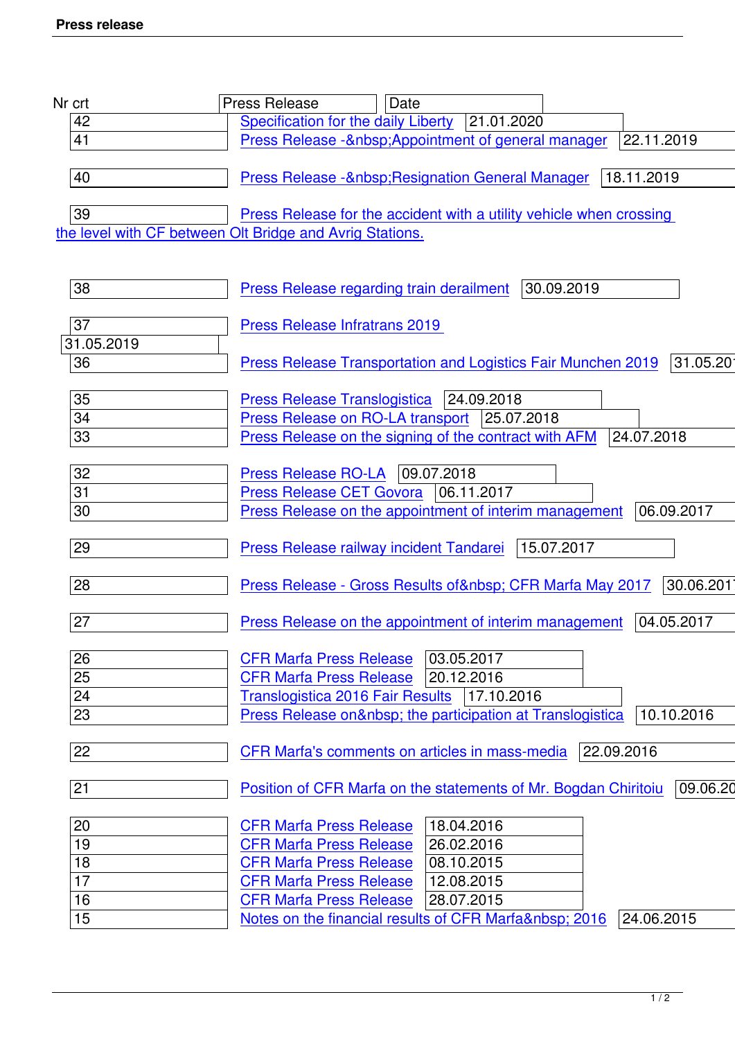| Nr crt | Press Release | Date |
|---|---|---|
| 42 | Specification for the daily Liberty | 21.01.2020 |
| 41 | Press Release -&nbsp;Appointment of general manager | 22.11.2019 |
| 40 | Press Release -&nbsp;Resignation General Manager | 18.11.2019 |
| 39 | Press Release for the accident with a utility vehicle when crossing the level with CF between Olt Bridge and Avrig Stations. | |
| 38 | Press Release regarding train derailment | 30.09.2019 |
| 37 | Press Release Infratrans 2019 | 31.05.2019 |
| 36 | Press Release Transportation and Logistics Fair Munchen 2019 | 31.05.20 |
| 35 | Press Release Translogistica | 24.09.2018 |
| 34 | Press Release on RO-LA transport | 25.07.2018 |
| 33 | Press Release on the signing of the contract with AFM | 24.07.2018 |
| 32 | Press Release RO-LA | 09.07.2018 |
| 31 | Press Release CET Govora | 06.11.2017 |
| 30 | Press Release on the appointment of interim management | 06.09.2017 |
| 29 | Press Release railway incident Tandarei | 15.07.2017 |
| 28 | Press Release - Gross Results of&nbsp; CFR Marfa May 2017 | 30.06.201 |
| 27 | Press Release on the appointment of interim management | 04.05.2017 |
| 26 | CFR Marfa Press Release | 03.05.2017 |
| 25 | CFR Marfa Press Release | 20.12.2016 |
| 24 | Translogistica 2016 Fair Results | 17.10.2016 |
| 23 | Press Release on&nbsp; the participation at Translogistica | 10.10.2016 |
| 22 | CFR Marfa's comments on articles in mass-media | 22.09.2016 |
| 21 | Position of CFR Marfa on the statements of Mr. Bogdan Chiritoiu | 09.06.20 |
| 20 | CFR Marfa Press Release | 18.04.2016 |
| 19 | CFR Marfa Press Release | 26.02.2016 |
| 18 | CFR Marfa Press Release | 08.10.2015 |
| 17 | CFR Marfa Press Release | 12.08.2015 |
| 16 | CFR Marfa Press Release | 28.07.2015 |
| 15 | Notes on the financial results of CFR Marfa&nbsp; 2016 | 24.06.2015 |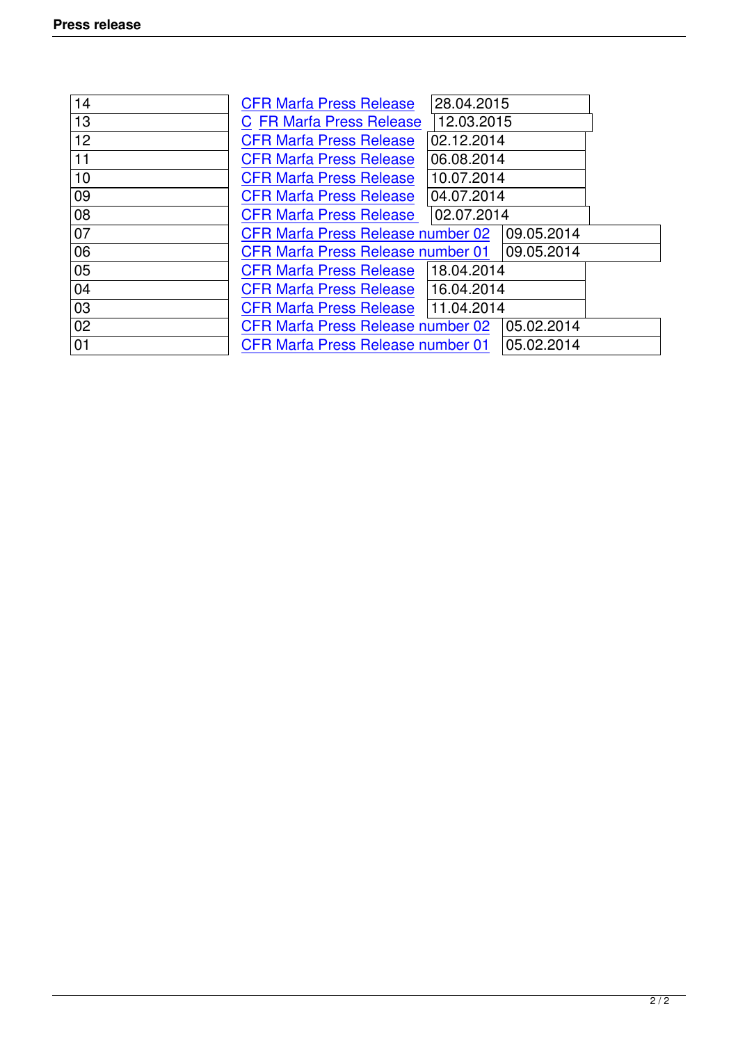| | | |
|---|---|---|
| 14 | CFR Marfa Press Release | 28.04.2015 |
| 13 | C FR Marfa Press Release | 12.03.2015 |
| 12 | CFR Marfa Press Release | 02.12.2014 |
| 11 | CFR Marfa Press Release | 06.08.2014 |
| 10 | CFR Marfa Press Release | 10.07.2014 |
| 09 | CFR Marfa Press Release | 04.07.2014 |
| 08 | CFR Marfa Press Release | 02.07.2014 |
| 07 | CFR Marfa Press Release number 02 | 09.05.2014 |
| 06 | CFR Marfa Press Release number 01 | 09.05.2014 |
| 05 | CFR Marfa Press Release | 18.04.2014 |
| 04 | CFR Marfa Press Release | 16.04.2014 |
| 03 | CFR Marfa Press Release | 11.04.2014 |
| 02 | CFR Marfa Press Release number 02 | 05.02.2014 |
| 01 | CFR Marfa Press Release number 01 | 05.02.2014 |